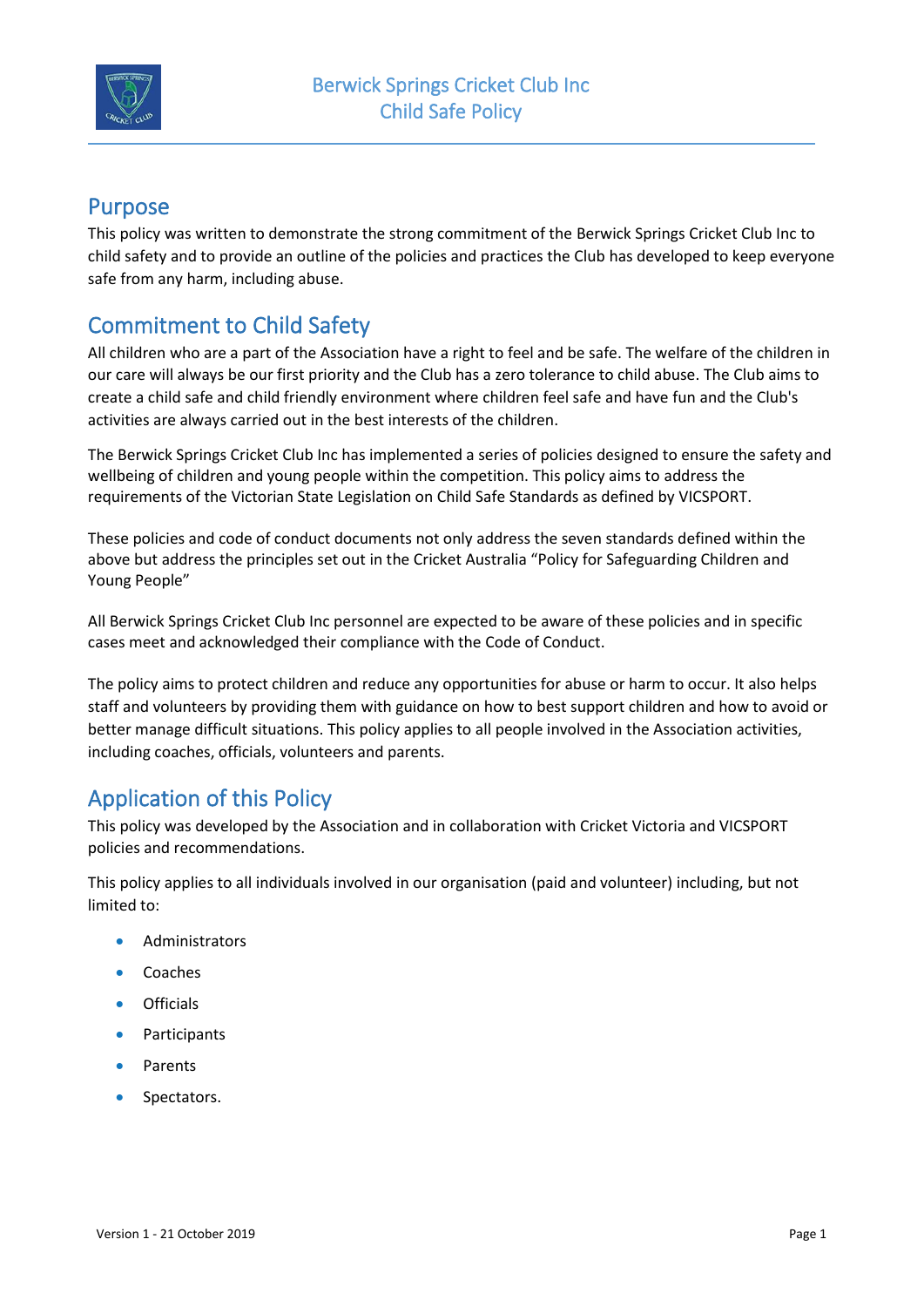# Berwick Springs Cricket Club Inc
# Child Safe Policy

## Purpose

This policy was written to demonstrate the strong commitment of the Berwick Springs Cricket Club Inc to child safety and to provide an outline of the policies and practices the Club has developed to keep everyone safe from any harm, including abuse.

## Commitment to Child Safety

All children who are a part of the Association have a right to feel and be safe. The welfare of the children in our care will always be our first priority and the Club has a zero tolerance to child abuse. The Club aims to create a child safe and child friendly environment where children feel safe and have fun and the Club's activities are always carried out in the best interests of the children.

The Berwick Springs Cricket Club Inc has implemented a series of policies designed to ensure the safety and wellbeing of children and young people within the competition. This policy aims to address the requirements of the Victorian State Legislation on Child Safe Standards as defined by VICSPORT.

These policies and code of conduct documents not only address the seven standards defined within the above but address the principles set out in the Cricket Australia "Policy for Safeguarding Children and Young People"

All Berwick Springs Cricket Club Inc personnel are expected to be aware of these policies and in specific cases meet and acknowledged their compliance with the Code of Conduct.

The policy aims to protect children and reduce any opportunities for abuse or harm to occur. It also helps staff and volunteers by providing them with guidance on how to best support children and how to avoid or better manage difficult situations. This policy applies to all people involved in the Association activities, including coaches, officials, volunteers and parents.

## Application of this Policy

This policy was developed by the Association and in collaboration with Cricket Victoria and VICSPORT policies and recommendations.

This policy applies to all individuals involved in our organisation (paid and volunteer) including, but not limited to:

- Administrators
- Coaches
- Officials
- Participants
- Parents
- Spectators.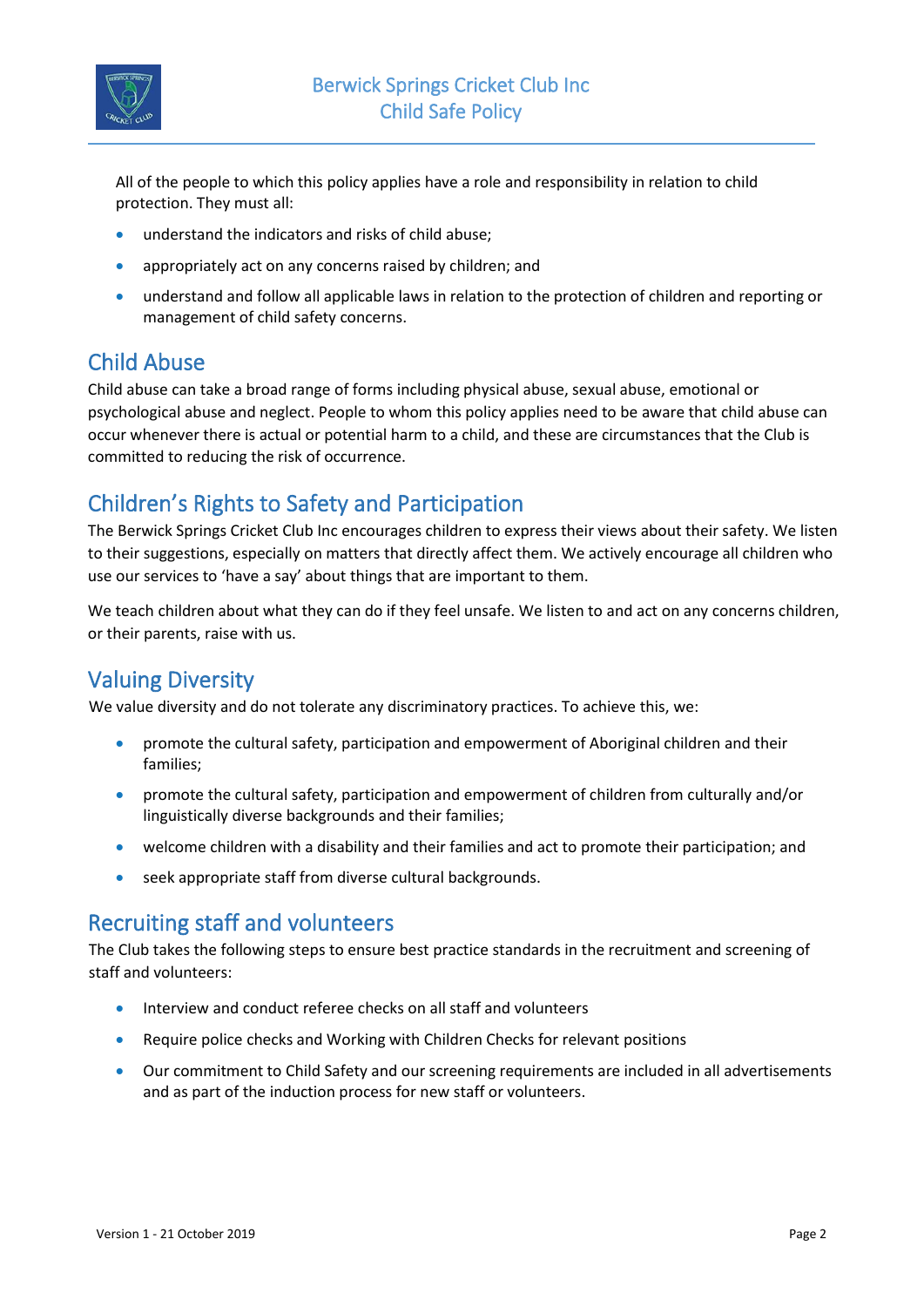All of the people to which this policy applies have a role and responsibility in relation to child protection. They must all:

- understand the indicators and risks of child abuse;
- appropriately act on any concerns raised by children; and
- understand and follow all applicable laws in relation to the protection of children and reporting or management of child safety concerns.

## Child Abuse

Child abuse can take a broad range of forms including physical abuse, sexual abuse, emotional or psychological abuse and neglect. People to whom this policy applies need to be aware that child abuse can occur whenever there is actual or potential harm to a child, and these are circumstances that the Club is committed to reducing the risk of occurrence.

## Children's Rights to Safety and Participation

The Berwick Springs Cricket Club Inc encourages children to express their views about their safety. We listen to their suggestions, especially on matters that directly affect them. We actively encourage all children who use our services to 'have a say' about things that are important to them.

We teach children about what they can do if they feel unsafe. We listen to and act on any concerns children, or their parents, raise with us.

## Valuing Diversity

We value diversity and do not tolerate any discriminatory practices. To achieve this, we:

- promote the cultural safety, participation and empowerment of Aboriginal children and their families;
- promote the cultural safety, participation and empowerment of children from culturally and/or linguistically diverse backgrounds and their families;
- welcome children with a disability and their families and act to promote their participation; and
- seek appropriate staff from diverse cultural backgrounds.

## Recruiting staff and volunteers

The Club takes the following steps to ensure best practice standards in the recruitment and screening of staff and volunteers:

- Interview and conduct referee checks on all staff and volunteers
- Require police checks and Working with Children Checks for relevant positions
- Our commitment to Child Safety and our screening requirements are included in all advertisements and as part of the induction process for new staff or volunteers.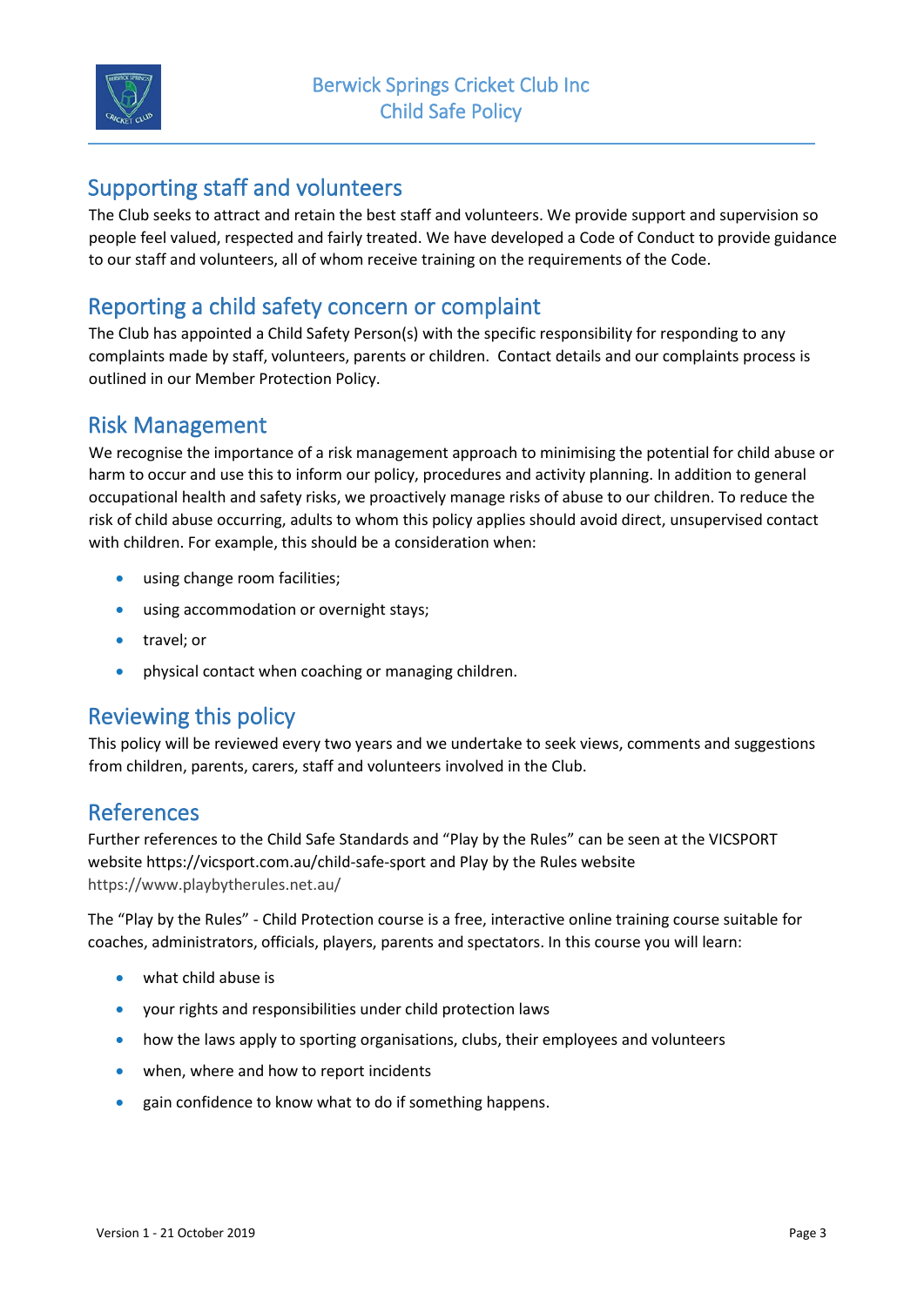## Supporting staff and volunteers

The Club seeks to attract and retain the best staff and volunteers. We provide support and supervision so people feel valued, respected and fairly treated. We have developed a Code of Conduct to provide guidance to our staff and volunteers, all of whom receive training on the requirements of the Code.

## Reporting a child safety concern or complaint

The Club has appointed a Child Safety Person(s) with the specific responsibility for responding to any complaints made by staff, volunteers, parents or children. Contact details and our complaints process is outlined in our Member Protection Policy.

## Risk Management

We recognise the importance of a risk management approach to minimising the potential for child abuse or harm to occur and use this to inform our policy, procedures and activity planning. In addition to general occupational health and safety risks, we proactively manage risks of abuse to our children. To reduce the risk of child abuse occurring, adults to whom this policy applies should avoid direct, unsupervised contact with children. For example, this should be a consideration when:

- using change room facilities;
- using accommodation or overnight stays;
- travel; or
- physical contact when coaching or managing children.

## Reviewing this policy

This policy will be reviewed every two years and we undertake to seek views, comments and suggestions from children, parents, carers, staff and volunteers involved in the Club.

## References

Further references to the Child Safe Standards and "Play by the Rules" can be seen at the VICSPORT website https://vicsport.com.au/child-safe-sport and Play by the Rules website https://www.playbytherules.net.au/

The "Play by the Rules" - Child Protection course is a free, interactive online training course suitable for coaches, administrators, officials, players, parents and spectators. In this course you will learn:

- what child abuse is
- your rights and responsibilities under child protection laws
- how the laws apply to sporting organisations, clubs, their employees and volunteers
- when, where and how to report incidents
- gain confidence to know what to do if something happens.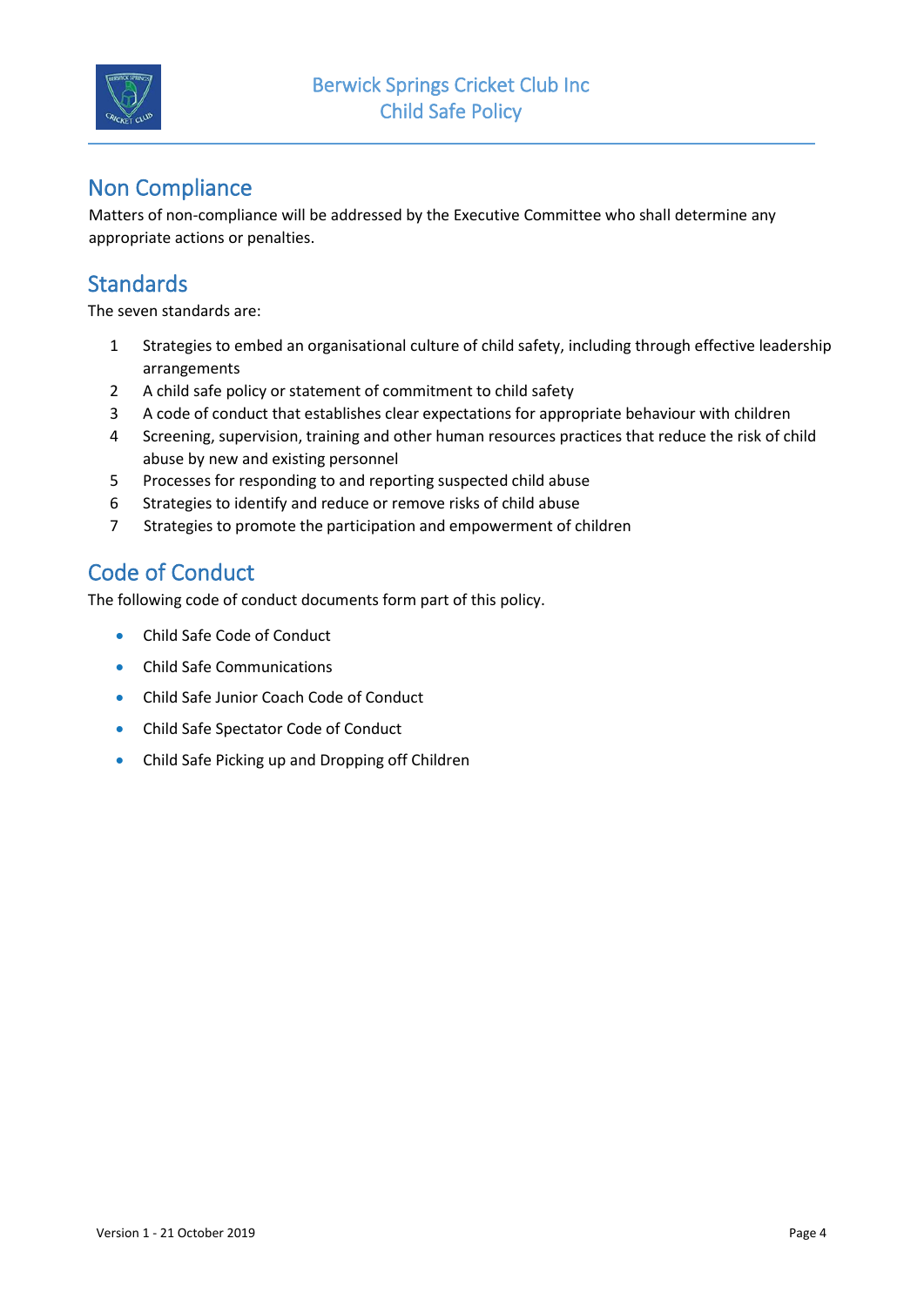## Non Compliance

Matters of non-compliance will be addressed by the Executive Committee who shall determine any appropriate actions or penalties.

## Standards

The seven standards are:

1. Strategies to embed an organisational culture of child safety, including through effective leadership arrangements
2. A child safe policy or statement of commitment to child safety
3. A code of conduct that establishes clear expectations for appropriate behaviour with children
4. Screening, supervision, training and other human resources practices that reduce the risk of child abuse by new and existing personnel
5. Processes for responding to and reporting suspected child abuse
6. Strategies to identify and reduce or remove risks of child abuse
7. Strategies to promote the participation and empowerment of children

## Code of Conduct

The following code of conduct documents form part of this policy.

- Child Safe Code of Conduct
- Child Safe Communications
- Child Safe Junior Coach Code of Conduct
- Child Safe Spectator Code of Conduct
- Child Safe Picking up and Dropping off Children